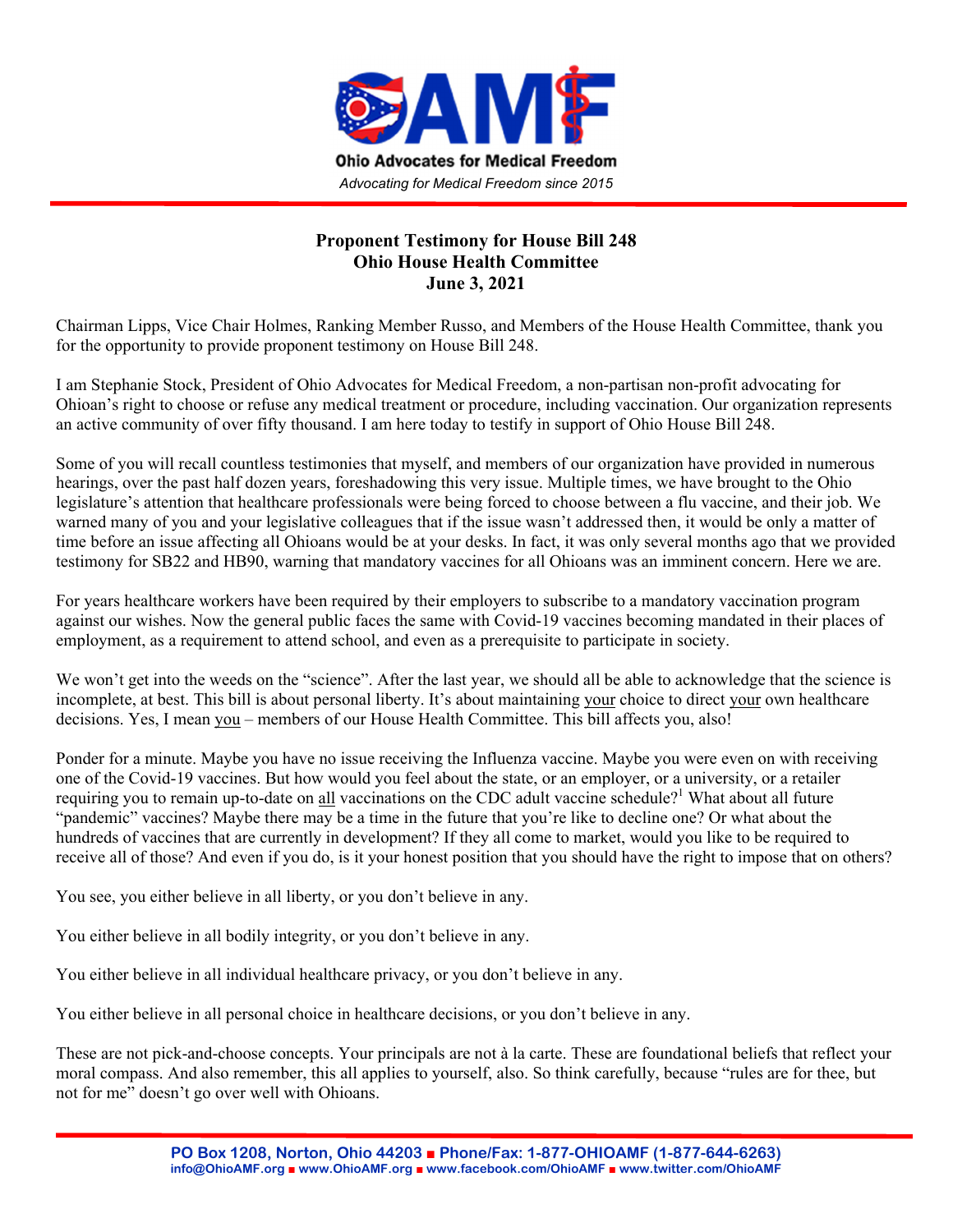**Ohio Advocates for Medical Freedom**

*Advocating for Medical Freedom since 2015*

## Proponent Testimony for House Bill 248
## Ohio House Health Committee
## June 3, 2021

Chairman Lipps, Vice Chair Holmes, Ranking Member Russo, and Members of the House Health Committee, thank you for the opportunity to provide proponent testimony on House Bill 248.

I am Stephanie Stock, President of Ohio Advocates for Medical Freedom, a non-partisan non-profit advocating for Ohioan's right to choose or refuse any medical treatment or procedure, including vaccination. Our organization represents an active community of over fifty thousand. I am here today to testify in support of Ohio House Bill 248.

Some of you will recall countless testimonies that myself, and members of our organization have provided in numerous hearings, over the past half dozen years, foreshadowing this very issue. Multiple times, we have brought to the Ohio legislature's attention that healthcare professionals were being forced to choose between a flu vaccine, and their job. We warned many of you and your legislative colleagues that if the issue wasn't addressed then, it would be only a matter of time before an issue affecting all Ohioans would be at your desks. In fact, it was only several months ago that we provided testimony for SB22 and HB90, warning that mandatory vaccines for all Ohioans was an imminent concern. Here we are.

For years healthcare workers have been required by their employers to subscribe to a mandatory vaccination program against our wishes. Now the general public faces the same with Covid-19 vaccines becoming mandated in their places of employment, as a requirement to attend school, and even as a prerequisite to participate in society.

We won't get into the weeds on the "science". After the last year, we should all be able to acknowledge that the science is incomplete, at best. This bill is about personal liberty. It's about maintaining <u>your</u> choice to direct <u>your</u> own healthcare decisions. Yes, I mean <u>you</u> – members of our House Health Committee. This bill affects you, also!

Ponder for a minute. Maybe you have no issue receiving the Influenza vaccine. Maybe you were even on with receiving one of the Covid-19 vaccines. But how would you feel about the state, or an employer, or a university, or a retailer requiring you to remain up-to-date on <u>all</u> vaccinations on the CDC adult vaccine schedule?[1] What about all future "pandemic" vaccines? Maybe there may be a time in the future that you're like to decline one? Or what about the hundreds of vaccines that are currently in development? If they all come to market, would you like to be required to receive all of those? And even if you do, is it your honest position that you should have the right to impose that on others?

You see, you either believe in all liberty, or you don't believe in any.

You either believe in all bodily integrity, or you don't believe in any.

You either believe in all individual healthcare privacy, or you don't believe in any.

You either believe in all personal choice in healthcare decisions, or you don't believe in any.

These are not pick-and-choose concepts. Your principals are not à la carte. These are foundational beliefs that reflect your moral compass. And also remember, this all applies to yourself, also. So think carefully, because "rules are for thee, but not for me" doesn't go over well with Ohioans.

**PO Box 1208, Norton, Ohio 44203 ■ Phone/Fax: 1-877-OHIOAMF (1-877-644-6263)**
**info@OhioAMF.org ■ www.OhioAMF.org ■ www.facebook.com/OhioAMF ■ www.twitter.com/OhioAMF**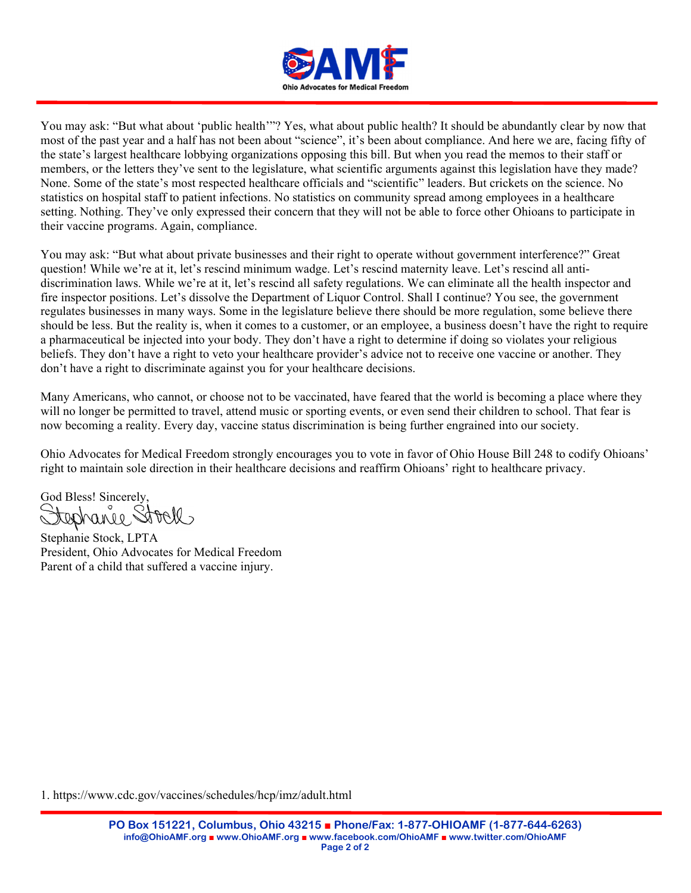You may ask: "But what about 'public health'"? Yes, what about public health? It should be abundantly clear by now that most of the past year and a half has not been about "science", it's been about compliance. And here we are, facing fifty of the state's largest healthcare lobbying organizations opposing this bill. But when you read the memos to their staff or members, or the letters they've sent to the legislature, what scientific arguments against this legislation have they made? None. Some of the state's most respected healthcare officials and "scientific" leaders. But crickets on the science. No statistics on hospital staff to patient infections. No statistics on community spread among employees in a healthcare setting. Nothing. They've only expressed their concern that they will not be able to force other Ohioans to participate in their vaccine programs. Again, compliance.

You may ask: "But what about private businesses and their right to operate without government interference?" Great question! While we're at it, let's rescind minimum wadge. Let's rescind maternity leave. Let's rescind all anti-discrimination laws. While we're at it, let's rescind all safety regulations. We can eliminate all the health inspector and fire inspector positions. Let's dissolve the Department of Liquor Control. Shall I continue? You see, the government regulates businesses in many ways. Some in the legislature believe there should be more regulation, some believe there should be less. But the reality is, when it comes to a customer, or an employee, a business doesn't have the right to require a pharmaceutical be injected into your body. They don't have a right to determine if doing so violates your religious beliefs. They don't have a right to veto your healthcare provider's advice not to receive one vaccine or another. They don't have a right to discriminate against you for your healthcare decisions.

Many Americans, who cannot, or choose not to be vaccinated, have feared that the world is becoming a place where they will no longer be permitted to travel, attend music or sporting events, or even send their children to school. That fear is now becoming a reality. Every day, vaccine status discrimination is being further engrained into our society.

Ohio Advocates for Medical Freedom strongly encourages you to vote in favor of Ohio House Bill 248 to codify Ohioans' right to maintain sole direction in their healthcare decisions and reaffirm Ohioans' right to healthcare privacy.

God Bless! Sincerely,

Stephanie Stock

Stephanie Stock, LPTA
President, Ohio Advocates for Medical Freedom
Parent of a child that suffered a vaccine injury.

1. https://www.cdc.gov/vaccines/schedules/hcp/imz/adult.html